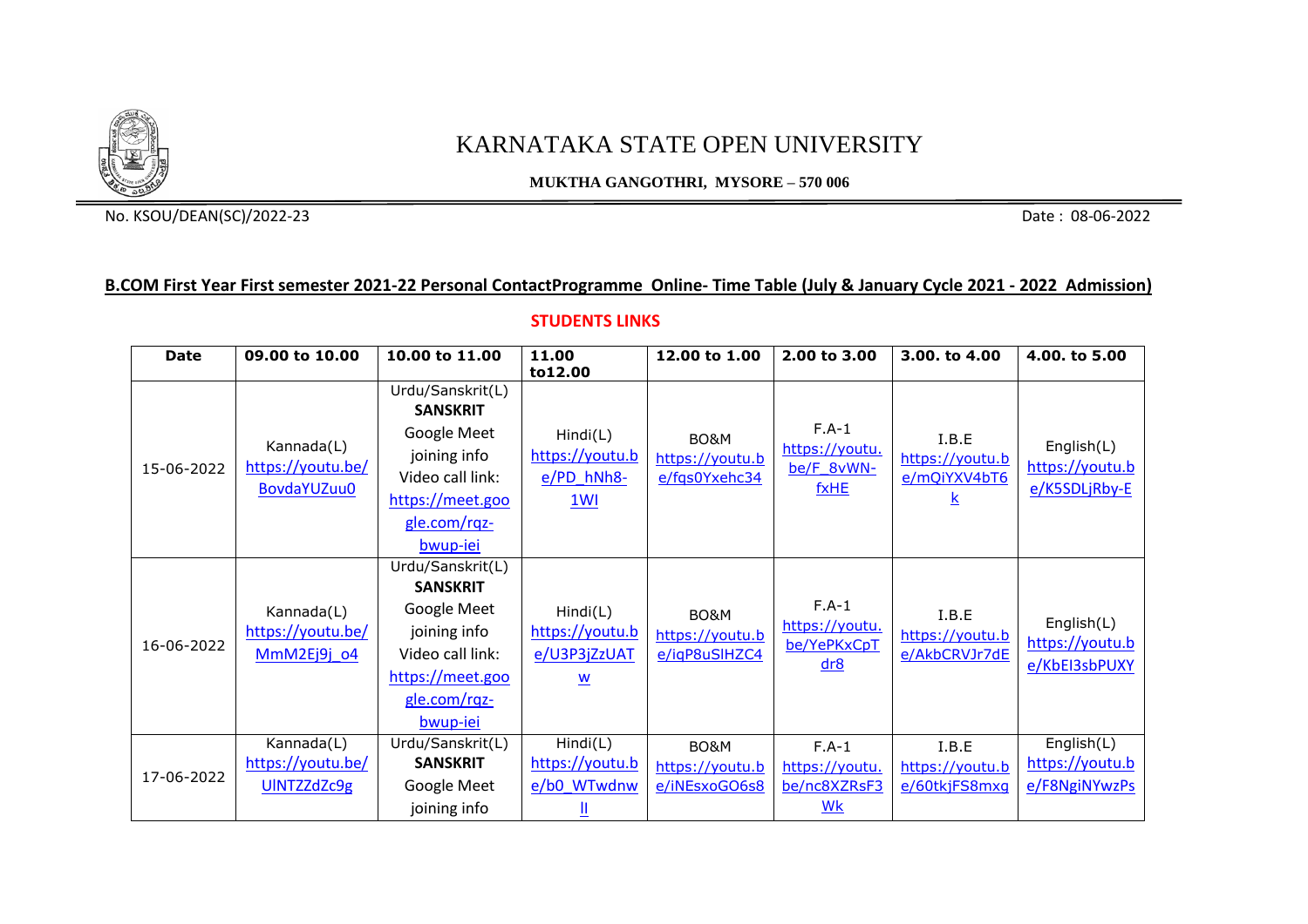# KARNATAKA STATE OPEN UNIVERSITY

**MUKTHA GANGOTHRI, MYSORE – 570 006**

No. KSOU/DEAN(SC)/2022-23 Date : 08-06-2022

**B.COM First Year First semester 2021-22 Personal ContactProgramme Online- Time Table (July & January Cycle 2021 - 2022 Admission)**

**STUDENTS LINKS**

| Date | 09.00 to 10.00 | 10.00 to 11.00 | 11.00 to12.00 | 12.00 to 1.00 | 2.00 to 3.00 | 3.00. to 4.00 | 4.00. to 5.00 |
|---|---|---|---|---|---|---|---|
| 15-06-2022 | Kannada(L) https://youtu.be/BovdaYUZuu0 | Urdu/Sanskrit(L) **SANSKRIT** Google Meet joining info Video call link: https://meet.google.com/rqz-bwup-iei | Hindi(L) https://youtu.be/PD_hNh8-1WI | BO&M https://youtu.be/fqs0Yxehc34 | F.A-1 https://youtu.be/F_8vWN-fxHE | I.B.E https://youtu.be/mQiYXV4bT6k | English(L) https://youtu.be/K5SDLjRby-E |
| 16-06-2022 | Kannada(L) https://youtu.be/MmM2Ej9j_o4 | Urdu/Sanskrit(L) **SANSKRIT** Google Meet joining info Video call link: https://meet.google.com/rqz-bwup-iei | Hindi(L) https://youtu.be/U3P3jZzUATw | BO&M https://youtu.be/iqP8uSIHZC4 | F.A-1 https://youtu.be/YePKxCpTdr8 | I.B.E https://youtu.be/AkbCRVJr7dE | English(L) https://youtu.be/KbEI3sbPUXY |
| 17-06-2022 | Kannada(L) https://youtu.be/UINTZZdZc9g | Urdu/Sanskrit(L) **SANSKRIT** Google Meet joining info | Hindi(L) https://youtu.be/b0_WTwdnwll | BO&M https://youtu.be/iNEsxoGO6s8 | F.A-1 https://youtu.be/nc8XZRsF3Wk | I.B.E https://youtu.be/60tkjFS8mxq | English(L) https://youtu.be/F8NgiNYwzPs |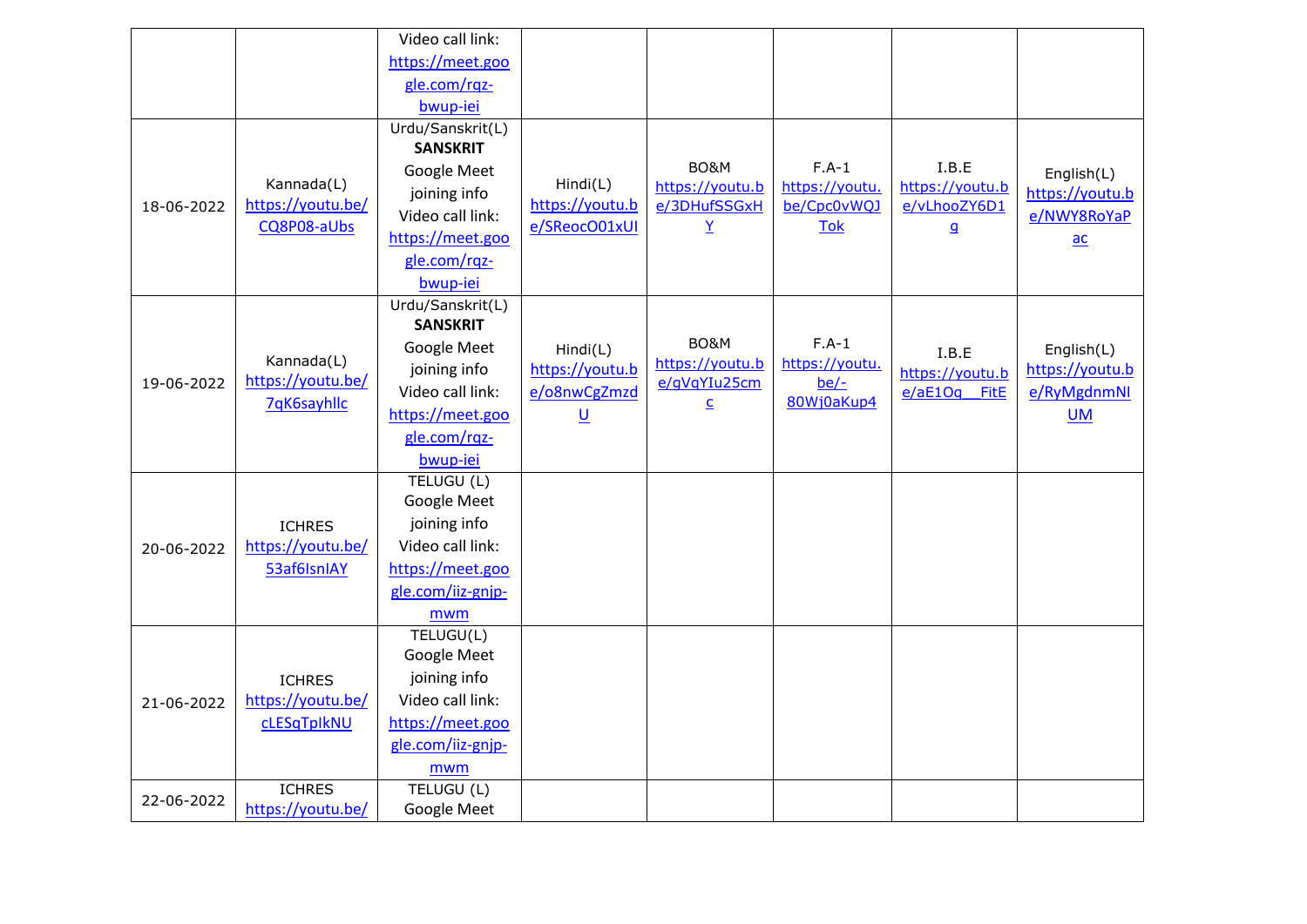| | | | | | | | |
|---|---|---|---|---|---|---|---|
| | | Video call link: https://meet.google.com/rqz-bwup-iei | | | | | |
| 18-06-2022 | Kannada(L) https://youtu.be/CQ8P08-aUbs | Urdu/Sanskrit(L) **SANSKRIT** Google Meet joining info Video call link: https://meet.google.com/rqz-bwup-iei | Hindi(L) https://youtu.be/SReocO01xUI | BO&M https://youtu.be/3DHufSSGxHY | F.A-1 https://youtu.be/Cpc0vWQJTok | I.B.E https://youtu.be/vLhooZY6D1g | English(L) https://youtu.be/NWY8RoYaPac |
| 19-06-2022 | Kannada(L) https://youtu.be/7qK6sayhllc | Urdu/Sanskrit(L) **SANSKRIT** Google Meet joining info Video call link: https://meet.google.com/rqz-bwup-iei | Hindi(L) https://youtu.be/o8nwCgZmzdU | BO&M https://youtu.be/gVqYIu25cmc | F.A-1 https://youtu.be/-80Wj0aKup4 | I.B.E https://youtu.be/aE1Oq__FitE | English(L) https://youtu.be/RyMgdnmNIUM |
| 20-06-2022 | ICHRES https://youtu.be/53af6IsnIAY | TELUGU (L) Google Meet joining info Video call link: https://meet.google.com/iiz-gnjp-mwm | | | | | |
| 21-06-2022 | ICHRES https://youtu.be/cLESqTpIkNU | TELUGU(L) Google Meet joining info Video call link: https://meet.google.com/iiz-gnjp-mwm | | | | | |
| 22-06-2022 | ICHRES https://youtu.be/ | TELUGU (L) Google Meet | | | | | |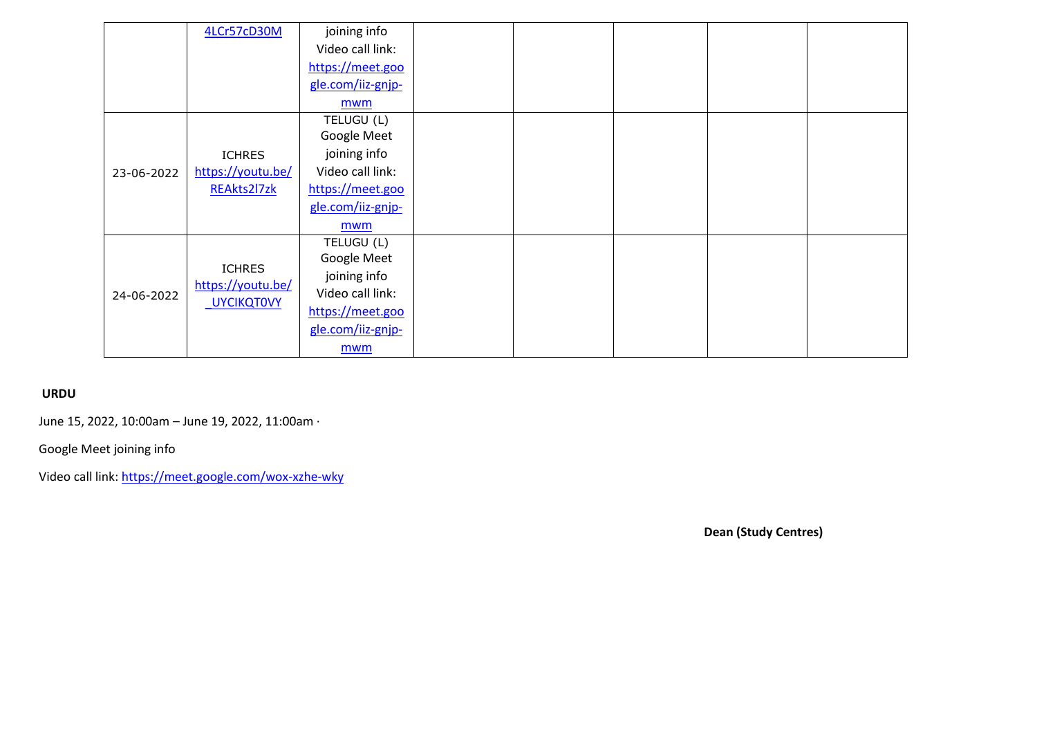| | | | | | | | |
|---|---|---|---|---|---|---|---|
| | 4LCr57cD30M | joining info Video call link: https://meet.google.com/iiz-gnjp-mwm | | | | | |
| 23-06-2022 | ICHRES https://youtu.be/REAkts2l7zk | TELUGU (L) Google Meet joining info Video call link: https://meet.google.com/iiz-gnjp-mwm | | | | | |
| 24-06-2022 | ICHRES https://youtu.be/_UYCIKQT0VY | TELUGU (L) Google Meet joining info Video call link: https://meet.google.com/iiz-gnjp-mwm | | | | | |

**URDU**

June 15, 2022, 10:00am – June 19, 2022, 11:00am ·

Google Meet joining info

Video call link: https://meet.google.com/wox-xzhe-wky

**Dean (Study Centres)**